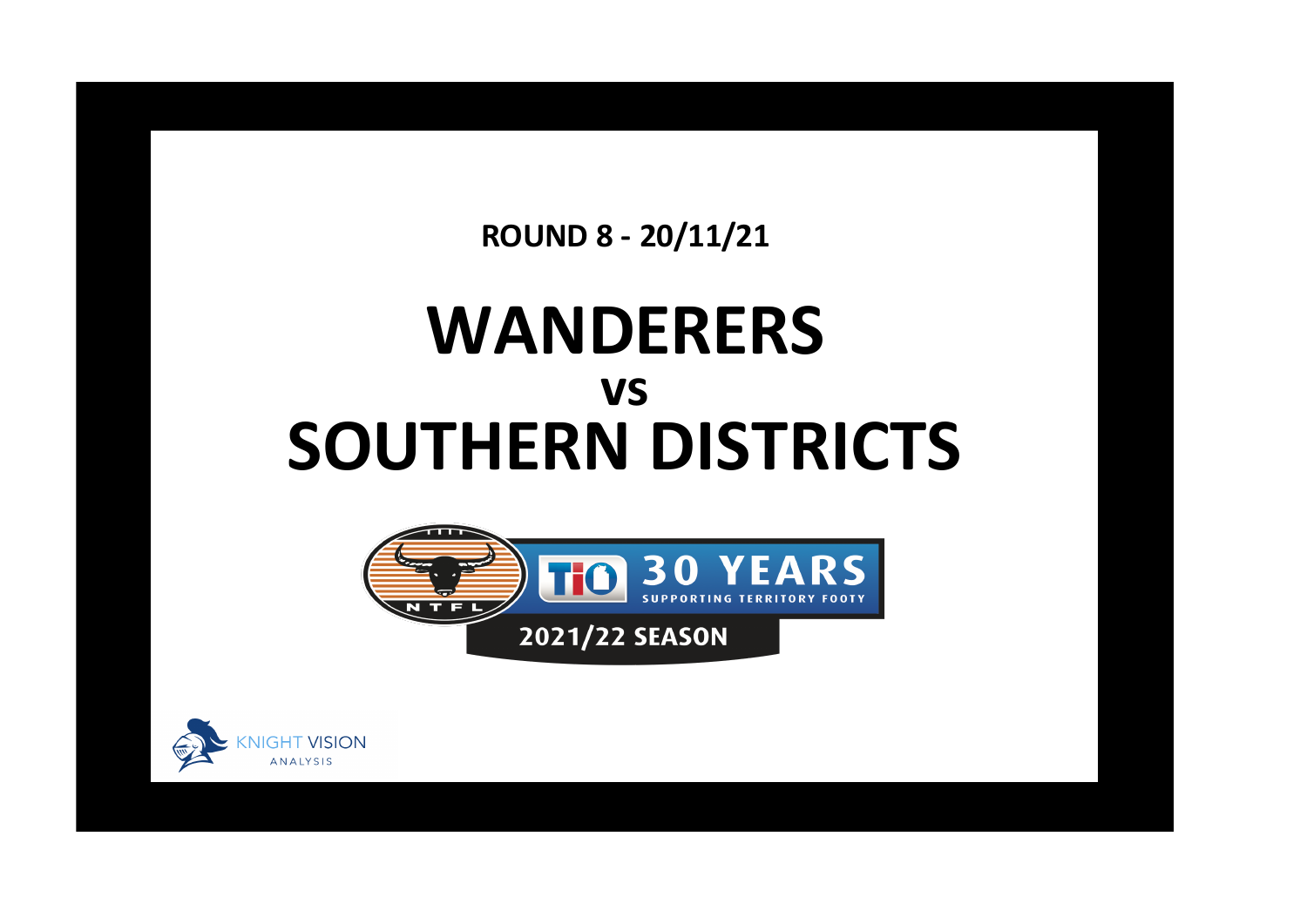**ROUND 8 - 20/11/21**

# WANDERERS

## vs

# SOUTHERN DISTRICTS

NTFL

TIO 30 YEARS SUPPORTING TERRITORY FOOTY

2021/22 SEASON

KNIGHT VISION ANALYSIS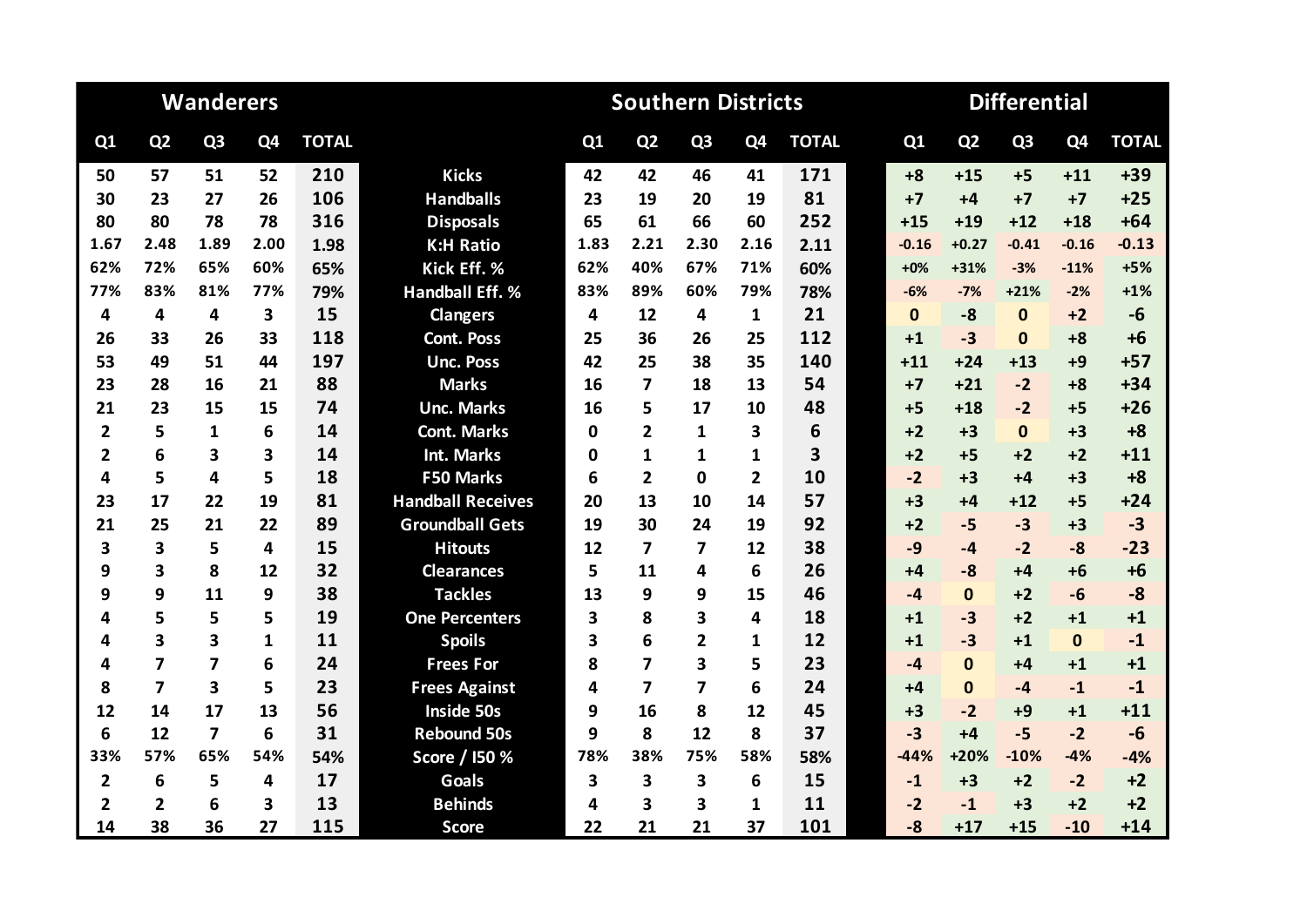| Wanderers | | | | | | Southern Districts | | | | | Differential | | | | |
|---|---|---|---|---|---|---|---|---|---|---|---|---|---|---|---|
| Q1 | Q2 | Q3 | Q4 | TOTAL | | Q1 | Q2 | Q3 | Q4 | TOTAL | Q1 | Q2 | Q3 | Q4 | TOTAL |
| 50 | 57 | 51 | 52 | 210 | Kicks | 42 | 42 | 46 | 41 | 171 | +8 | +15 | +5 | +11 | +39 |
| 30 | 23 | 27 | 26 | 106 | Handballs | 23 | 19 | 20 | 19 | 81 | +7 | +4 | +7 | +7 | +25 |
| 80 | 80 | 78 | 78 | 316 | Disposals | 65 | 61 | 66 | 60 | 252 | +15 | +19 | +12 | +18 | +64 |
| 1.67 | 2.48 | 1.89 | 2.00 | 1.98 | K:H Ratio | 1.83 | 2.21 | 2.30 | 2.16 | 2.11 | -0.16 | +0.27 | -0.41 | -0.16 | -0.13 |
| 62% | 72% | 65% | 60% | 65% | Kick Eff. % | 62% | 40% | 67% | 71% | 60% | +0% | +31% | -3% | -11% | +5% |
| 77% | 83% | 81% | 77% | 79% | Handball Eff. % | 83% | 89% | 60% | 79% | 78% | -6% | -7% | +21% | -2% | +1% |
| 4 | 4 | 4 | 3 | 15 | Clangers | 4 | 12 | 4 | 1 | 21 | 0 | -8 | 0 | +2 | -6 |
| 26 | 33 | 26 | 33 | 118 | Cont. Poss | 25 | 36 | 26 | 25 | 112 | +1 | -3 | 0 | +8 | +6 |
| 53 | 49 | 51 | 44 | 197 | Unc. Poss | 42 | 25 | 38 | 35 | 140 | +11 | +24 | +13 | +9 | +57 |
| 23 | 28 | 16 | 21 | 88 | Marks | 16 | 7 | 18 | 13 | 54 | +7 | +21 | -2 | +8 | +34 |
| 21 | 23 | 15 | 15 | 74 | Unc. Marks | 16 | 5 | 17 | 10 | 48 | +5 | +18 | -2 | +5 | +26 |
| 2 | 5 | 1 | 6 | 14 | Cont. Marks | 0 | 2 | 1 | 3 | 6 | +2 | +3 | 0 | +3 | +8 |
| 2 | 6 | 3 | 3 | 14 | Int. Marks | 0 | 1 | 1 | 1 | 3 | +2 | +5 | +2 | +2 | +11 |
| 4 | 5 | 4 | 5 | 18 | F50 Marks | 6 | 2 | 0 | 2 | 10 | -2 | +3 | +4 | +3 | +8 |
| 23 | 17 | 22 | 19 | 81 | Handball Receives | 20 | 13 | 10 | 14 | 57 | +3 | +4 | +12 | +5 | +24 |
| 21 | 25 | 21 | 22 | 89 | Groundball Gets | 19 | 30 | 24 | 19 | 92 | +2 | -5 | -3 | +3 | -3 |
| 3 | 3 | 5 | 4 | 15 | Hitouts | 12 | 7 | 7 | 12 | 38 | -9 | -4 | -2 | -8 | -23 |
| 9 | 3 | 8 | 12 | 32 | Clearances | 5 | 11 | 4 | 6 | 26 | +4 | -8 | +4 | +6 | +6 |
| 9 | 9 | 11 | 9 | 38 | Tackles | 13 | 9 | 9 | 15 | 46 | -4 | 0 | +2 | -6 | -8 |
| 4 | 5 | 5 | 5 | 19 | One Percenters | 3 | 8 | 3 | 4 | 18 | +1 | -3 | +2 | +1 | +1 |
| 4 | 3 | 3 | 1 | 11 | Spoils | 3 | 6 | 2 | 1 | 12 | +1 | -3 | +1 | 0 | -1 |
| 4 | 7 | 7 | 6 | 24 | Frees For | 8 | 7 | 3 | 5 | 23 | -4 | 0 | +4 | +1 | +1 |
| 8 | 7 | 3 | 5 | 23 | Frees Against | 4 | 7 | 7 | 6 | 24 | +4 | 0 | -4 | -1 | -1 |
| 12 | 14 | 17 | 13 | 56 | Inside 50s | 9 | 16 | 8 | 12 | 45 | +3 | -2 | +9 | +1 | +11 |
| 6 | 12 | 7 | 6 | 31 | Rebound 50s | 9 | 8 | 12 | 8 | 37 | -3 | +4 | -5 | -2 | -6 |
| 33% | 57% | 65% | 54% | 54% | Score / I50 % | 78% | 38% | 75% | 58% | 58% | -44% | +20% | -10% | -4% | -4% |
| 2 | 6 | 5 | 4 | 17 | Goals | 3 | 3 | 3 | 6 | 15 | -1 | +3 | +2 | -2 | +2 |
| 2 | 2 | 6 | 3 | 13 | Behinds | 4 | 3 | 3 | 1 | 11 | -2 | -1 | +3 | +2 | +2 |
| 14 | 38 | 36 | 27 | 115 | Score | 22 | 21 | 21 | 37 | 101 | -8 | +17 | +15 | -10 | +14 |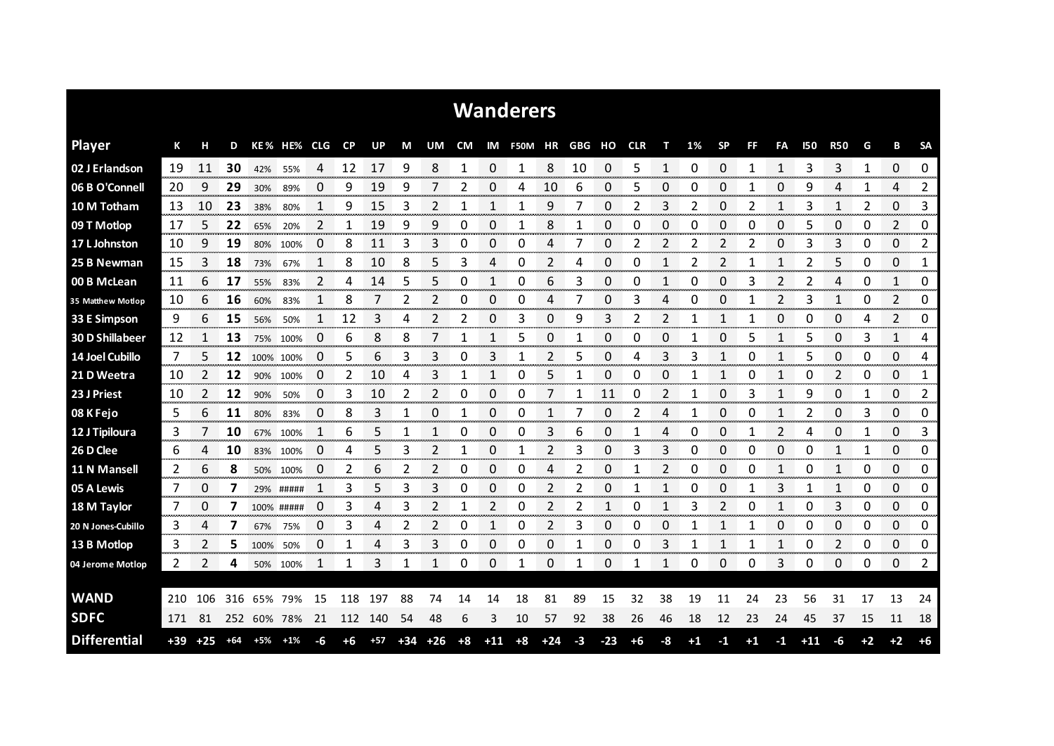# Wanderers

| Player | K | H | D | KE% | HE% | CLG | CP | UP | M | UM | CM | IM | F50M | HR | GBG | HO | CLR | T | 1% | SP | FF | FA | I50 | R50 | G | B | SA |
|---|---|---|---|---|---|---|---|---|---|---|---|---|---|---|---|---|---|---|---|---|---|---|---|---|---|---|---|
| 02 J Erlandson | 19 | 11 | 30 | 42% | 55% | 4 | 12 | 17 | 9 | 8 | 1 | 0 | 1 | 8 | 10 | 0 | 5 | 1 | 0 | 0 | 1 | 1 | 3 | 3 | 1 | 0 | 0 |
| 06 B O'Connell | 20 | 9 | 29 | 30% | 89% | 0 | 9 | 19 | 9 | 7 | 2 | 0 | 4 | 10 | 6 | 0 | 5 | 0 | 0 | 0 | 1 | 0 | 9 | 4 | 1 | 4 | 2 |
| 10 M Totham | 13 | 10 | 23 | 38% | 80% | 1 | 9 | 15 | 3 | 2 | 1 | 1 | 1 | 9 | 7 | 0 | 2 | 3 | 2 | 0 | 2 | 1 | 3 | 1 | 2 | 0 | 3 |
| 09 T Motlop | 17 | 5 | 22 | 65% | 20% | 2 | 1 | 19 | 9 | 9 | 0 | 0 | 1 | 8 | 1 | 0 | 0 | 0 | 0 | 0 | 0 | 0 | 5 | 0 | 0 | 2 | 0 |
| 17 L Johnston | 10 | 9 | 19 | 80% | 100% | 0 | 8 | 11 | 3 | 3 | 0 | 0 | 0 | 4 | 7 | 0 | 2 | 2 | 2 | 2 | 2 | 0 | 3 | 3 | 0 | 0 | 2 |
| 25 B Newman | 15 | 3 | 18 | 73% | 67% | 1 | 8 | 10 | 8 | 5 | 3 | 4 | 0 | 2 | 4 | 0 | 0 | 1 | 2 | 2 | 1 | 1 | 2 | 5 | 0 | 0 | 1 |
| 00 B McLean | 11 | 6 | 17 | 55% | 83% | 2 | 4 | 14 | 5 | 5 | 0 | 1 | 0 | 6 | 3 | 0 | 0 | 1 | 0 | 0 | 3 | 2 | 2 | 4 | 0 | 1 | 0 |
| 35 Matthew Motlop | 10 | 6 | 16 | 60% | 83% | 1 | 8 | 7 | 2 | 2 | 0 | 0 | 0 | 4 | 7 | 0 | 3 | 4 | 0 | 0 | 1 | 2 | 3 | 1 | 0 | 2 | 0 |
| 33 E Simpson | 9 | 6 | 15 | 56% | 50% | 1 | 12 | 3 | 4 | 2 | 2 | 0 | 3 | 0 | 9 | 3 | 2 | 2 | 1 | 1 | 1 | 0 | 0 | 0 | 4 | 2 | 0 |
| 30 D Shillabeer | 12 | 1 | 13 | 75% | 100% | 0 | 6 | 8 | 8 | 7 | 1 | 1 | 5 | 0 | 1 | 0 | 0 | 0 | 1 | 0 | 5 | 1 | 5 | 0 | 3 | 1 | 4 |
| 14 Joel Cubillo | 7 | 5 | 12 | 100% | 100% | 0 | 5 | 6 | 3 | 3 | 0 | 3 | 1 | 2 | 5 | 0 | 4 | 3 | 3 | 1 | 0 | 1 | 5 | 0 | 0 | 0 | 4 |
| 21 D Weetra | 10 | 2 | 12 | 90% | 100% | 0 | 2 | 10 | 4 | 3 | 1 | 1 | 0 | 5 | 1 | 0 | 0 | 0 | 1 | 1 | 0 | 1 | 0 | 2 | 0 | 0 | 1 |
| 23 J Priest | 10 | 2 | 12 | 90% | 50% | 0 | 3 | 10 | 2 | 2 | 0 | 0 | 0 | 7 | 1 | 11 | 0 | 2 | 1 | 0 | 3 | 1 | 9 | 0 | 1 | 0 | 2 |
| 08 K Fejo | 5 | 6 | 11 | 80% | 83% | 0 | 8 | 3 | 1 | 0 | 1 | 0 | 0 | 1 | 7 | 0 | 2 | 4 | 1 | 0 | 0 | 1 | 2 | 0 | 3 | 0 | 0 |
| 12 J Tipiloura | 3 | 7 | 10 | 67% | 100% | 1 | 6 | 5 | 1 | 1 | 0 | 0 | 0 | 3 | 6 | 0 | 1 | 4 | 0 | 0 | 1 | 2 | 4 | 0 | 1 | 0 | 3 |
| 26 D Clee | 6 | 4 | 10 | 83% | 100% | 0 | 4 | 5 | 3 | 2 | 1 | 0 | 1 | 2 | 3 | 0 | 3 | 3 | 0 | 0 | 0 | 0 | 0 | 1 | 1 | 0 | 0 |
| 11 N Mansell | 2 | 6 | 8 | 50% | 100% | 0 | 2 | 6 | 2 | 2 | 0 | 0 | 0 | 4 | 2 | 0 | 1 | 2 | 0 | 0 | 0 | 1 | 0 | 1 | 0 | 0 | 0 |
| 05 A Lewis | 7 | 0 | 7 | 29% | ##### | 1 | 3 | 5 | 3 | 3 | 0 | 0 | 0 | 2 | 2 | 0 | 1 | 1 | 0 | 0 | 1 | 3 | 1 | 1 | 0 | 0 | 0 |
| 18 M Taylor | 7 | 0 | 7 | 100% | ##### | 0 | 3 | 4 | 3 | 2 | 1 | 2 | 0 | 2 | 2 | 1 | 0 | 1 | 3 | 2 | 0 | 1 | 0 | 3 | 0 | 0 | 0 |
| 20 N Jones-Cubillo | 3 | 4 | 7 | 67% | 75% | 0 | 3 | 4 | 2 | 2 | 0 | 1 | 0 | 2 | 3 | 0 | 0 | 0 | 1 | 1 | 1 | 0 | 0 | 0 | 0 | 0 | 0 |
| 13 B Motlop | 3 | 2 | 5 | 100% | 50% | 0 | 1 | 4 | 3 | 3 | 0 | 0 | 0 | 0 | 1 | 0 | 0 | 3 | 1 | 1 | 1 | 1 | 0 | 2 | 0 | 0 | 0 |
| 04 Jerome Motlop | 2 | 2 | 4 | 50% | 100% | 1 | 1 | 3 | 1 | 1 | 0 | 0 | 1 | 0 | 1 | 0 | 1 | 1 | 0 | 0 | 0 | 3 | 0 | 0 | 0 | 0 | 2 |
| **WAND** | 210 | 106 | 316 | 65% | 79% | 15 | 118 | 197 | 88 | 74 | 14 | 14 | 18 | 81 | 89 | 15 | 32 | 38 | 19 | 11 | 24 | 23 | 56 | 31 | 17 | 13 | 24 |
| **SDFC** | 171 | 81 | 252 | 60% | 78% | 21 | 112 | 140 | 54 | 48 | 6 | 3 | 10 | 57 | 92 | 38 | 26 | 46 | 18 | 12 | 23 | 24 | 45 | 37 | 15 | 11 | 18 |
| **Differential** | +39 | +25 | +64 | +5% | +1% | -6 | +6 | +57 | +34 | +26 | +8 | +11 | +8 | +24 | -3 | -23 | +6 | -8 | +1 | -1 | +1 | -1 | +11 | -6 | +2 | +2 | +6 |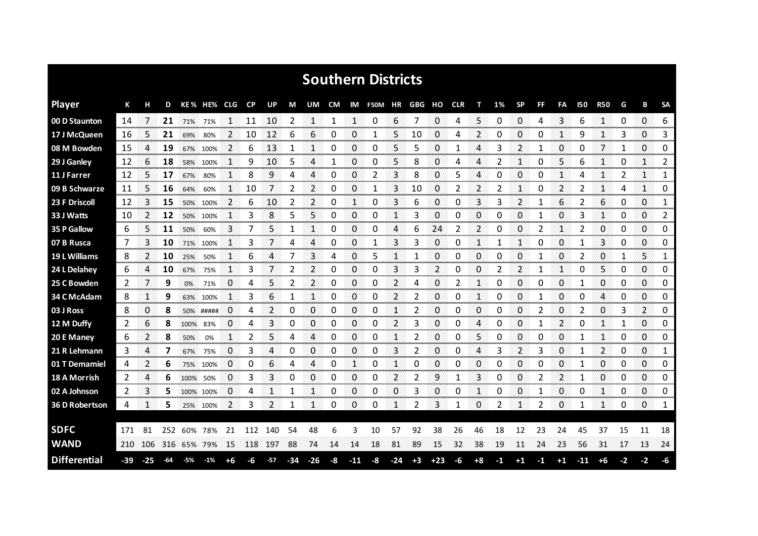# Southern Districts

| Player | K | H | D | KE % | HE% | CLG | CP | UP | M | UM | CM | IM | F50M | HR | GBG | HO | CLR | T | 1% | SP | FF | FA | I50 | R50 | G | B | SA |
|---|---|---|---|---|---|---|---|---|---|---|---|---|---|---|---|---|---|---|---|---|---|---|---|---|---|---|---|
| 00 D Staunton | 14 | 7 | 21 | 71% | 71% | 1 | 11 | 10 | 2 | 1 | 1 | 1 | 0 | 6 | 7 | 0 | 4 | 5 | 0 | 0 | 4 | 3 | 6 | 1 | 0 | 0 | 6 |
| 17 J McQueen | 16 | 5 | 21 | 69% | 80% | 2 | 10 | 12 | 6 | 6 | 0 | 0 | 1 | 5 | 10 | 0 | 4 | 2 | 0 | 0 | 0 | 1 | 9 | 1 | 3 | 0 | 3 |
| 08 M Bowden | 15 | 4 | 19 | 67% | 100% | 2 | 6 | 13 | 1 | 1 | 0 | 0 | 0 | 5 | 5 | 0 | 1 | 4 | 3 | 2 | 1 | 0 | 0 | 7 | 1 | 0 | 0 |
| 29 J Ganley | 12 | 6 | 18 | 58% | 100% | 1 | 9 | 10 | 5 | 4 | 1 | 0 | 0 | 5 | 8 | 0 | 4 | 4 | 2 | 1 | 0 | 5 | 6 | 1 | 0 | 1 | 2 |
| 11 J Farrer | 12 | 5 | 17 | 67% | 80% | 1 | 8 | 9 | 4 | 4 | 0 | 0 | 2 | 3 | 8 | 0 | 5 | 4 | 0 | 0 | 0 | 1 | 4 | 1 | 2 | 1 | 1 |
| 09 B Schwarze | 11 | 5 | 16 | 64% | 60% | 1 | 10 | 7 | 2 | 2 | 0 | 0 | 1 | 3 | 10 | 0 | 2 | 2 | 2 | 1 | 0 | 2 | 2 | 1 | 4 | 1 | 0 |
| 23 F Driscoll | 12 | 3 | 15 | 50% | 100% | 2 | 6 | 10 | 2 | 2 | 0 | 1 | 0 | 3 | 6 | 0 | 0 | 3 | 3 | 2 | 1 | 6 | 2 | 6 | 0 | 0 | 1 |
| 33 J Watts | 10 | 2 | 12 | 50% | 100% | 1 | 3 | 8 | 5 | 5 | 0 | 0 | 0 | 1 | 3 | 0 | 0 | 0 | 0 | 0 | 1 | 0 | 3 | 1 | 0 | 0 | 2 |
| 35 P Gallow | 6 | 5 | 11 | 50% | 60% | 3 | 7 | 5 | 1 | 1 | 0 | 0 | 0 | 4 | 6 | 24 | 2 | 2 | 0 | 0 | 2 | 1 | 2 | 0 | 0 | 0 | 0 |
| 07 B Rusca | 7 | 3 | 10 | 71% | 100% | 1 | 3 | 7 | 4 | 4 | 0 | 0 | 1 | 3 | 3 | 0 | 0 | 1 | 1 | 1 | 0 | 0 | 1 | 3 | 0 | 0 | 0 |
| 19 L Williams | 8 | 2 | 10 | 25% | 50% | 1 | 6 | 4 | 7 | 3 | 4 | 0 | 5 | 1 | 1 | 0 | 0 | 0 | 0 | 0 | 1 | 0 | 2 | 0 | 1 | 5 | 1 |
| 24 L Delahey | 6 | 4 | 10 | 67% | 75% | 1 | 3 | 7 | 2 | 2 | 0 | 0 | 0 | 3 | 3 | 2 | 0 | 0 | 2 | 2 | 1 | 1 | 0 | 5 | 0 | 0 | 0 |
| 25 C Bowden | 2 | 7 | 9 | 0% | 71% | 0 | 4 | 5 | 2 | 2 | 0 | 0 | 0 | 2 | 4 | 0 | 2 | 1 | 0 | 0 | 0 | 0 | 1 | 0 | 0 | 0 | 0 |
| 34 C McAdam | 8 | 1 | 9 | 63% | 100% | 1 | 3 | 6 | 1 | 1 | 0 | 0 | 0 | 2 | 2 | 0 | 0 | 1 | 0 | 0 | 1 | 0 | 0 | 4 | 0 | 0 | 0 |
| 03 J Ross | 8 | 0 | 8 | 50% | ##### | 0 | 4 | 2 | 0 | 0 | 0 | 0 | 0 | 1 | 2 | 0 | 0 | 0 | 0 | 0 | 2 | 0 | 2 | 0 | 3 | 2 | 0 |
| 12 M Duffy | 2 | 6 | 8 | 100% | 83% | 0 | 4 | 3 | 0 | 0 | 0 | 0 | 0 | 2 | 3 | 0 | 0 | 4 | 0 | 0 | 1 | 2 | 0 | 1 | 1 | 0 | 0 |
| 20 E Maney | 6 | 2 | 8 | 50% | 0% | 1 | 2 | 5 | 4 | 4 | 0 | 0 | 0 | 1 | 2 | 0 | 0 | 5 | 0 | 0 | 0 | 0 | 1 | 1 | 0 | 0 | 0 |
| 21 R Lehmann | 3 | 4 | 7 | 67% | 75% | 0 | 3 | 4 | 0 | 0 | 0 | 0 | 0 | 3 | 2 | 0 | 0 | 4 | 3 | 2 | 3 | 0 | 1 | 2 | 0 | 0 | 1 |
| 01 T Demamiel | 4 | 2 | 6 | 75% | 100% | 0 | 0 | 6 | 4 | 4 | 0 | 1 | 0 | 1 | 0 | 0 | 0 | 0 | 0 | 0 | 0 | 0 | 1 | 0 | 0 | 0 | 0 |
| 18 A Morrish | 2 | 4 | 6 | 100% | 50% | 0 | 3 | 3 | 0 | 0 | 0 | 0 | 0 | 2 | 2 | 9 | 1 | 3 | 0 | 0 | 2 | 2 | 1 | 0 | 0 | 0 | 0 |
| 02 A Johnson | 2 | 3 | 5 | 100% | 100% | 0 | 4 | 1 | 1 | 1 | 0 | 0 | 0 | 0 | 3 | 0 | 0 | 1 | 0 | 0 | 1 | 0 | 0 | 1 | 0 | 0 | 0 |
| 36 D Robertson | 4 | 1 | 5 | 25% | 100% | 2 | 3 | 2 | 1 | 1 | 0 | 0 | 0 | 1 | 2 | 3 | 1 | 0 | 2 | 1 | 2 | 0 | 1 | 1 | 0 | 0 | 1 |
| | | | | | | | | | | | | | | | | | | | | | | | | | | | |
| **SDFC** | 171 | 81 | 252 | 60% | 78% | 21 | 112 | 140 | 54 | 48 | 6 | 3 | 10 | 57 | 92 | 38 | 26 | 46 | 18 | 12 | 23 | 24 | 45 | 37 | 15 | 11 | 18 |
| **WAND** | 210 | 106 | 316 | 65% | 79% | 15 | 118 | 197 | 88 | 74 | 14 | 14 | 18 | 81 | 89 | 15 | 32 | 38 | 19 | 11 | 24 | 23 | 56 | 31 | 17 | 13 | 24 |
| **Differential** | -39 | -25 | -64 | -5% | -1% | +6 | -6 | -57 | -34 | -26 | -8 | -11 | -8 | -24 | +3 | +23 | -6 | +8 | -1 | +1 | -1 | +1 | -11 | +6 | -2 | -2 | -6 |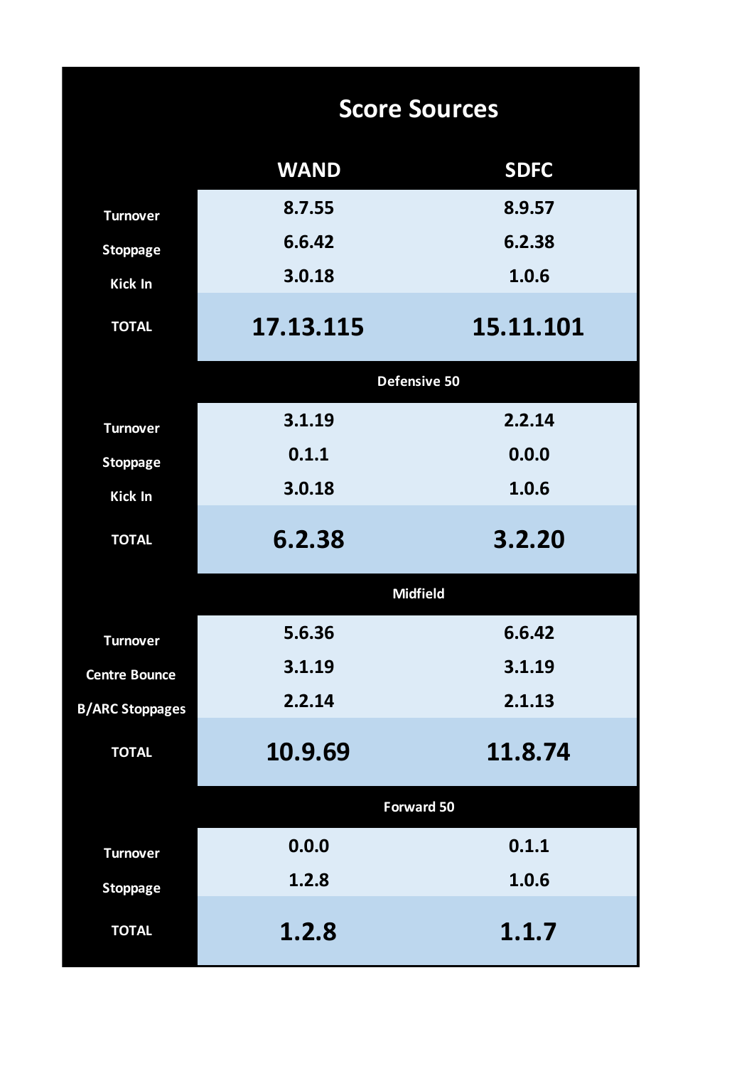# Score Sources

| | WAND | SDFC |
|---|---|---|
| Turnover | 8.7.55 | 8.9.57 |
| Stoppage | 6.6.42 | 6.2.38 |
| Kick In | 3.0.18 | 1.0.6 |
| TOTAL | **17.13.115** | **15.11.101** |
| **Defensive 50** | | |
| Turnover | 3.1.19 | 2.2.14 |
| Stoppage | 0.1.1 | 0.0.0 |
| Kick In | 3.0.18 | 1.0.6 |
| TOTAL | **6.2.38** | **3.2.20** |
| **Midfield** | | |
| Turnover | 5.6.36 | 6.6.42 |
| Centre Bounce | 3.1.19 | 3.1.19 |
| B/ARC Stoppages | 2.2.14 | 2.1.13 |
| TOTAL | **10.9.69** | **11.8.74** |
| **Forward 50** | | |
| Turnover | 0.0.0 | 0.1.1 |
| Stoppage | 1.2.8 | 1.0.6 |
| TOTAL | **1.2.8** | **1.1.7** |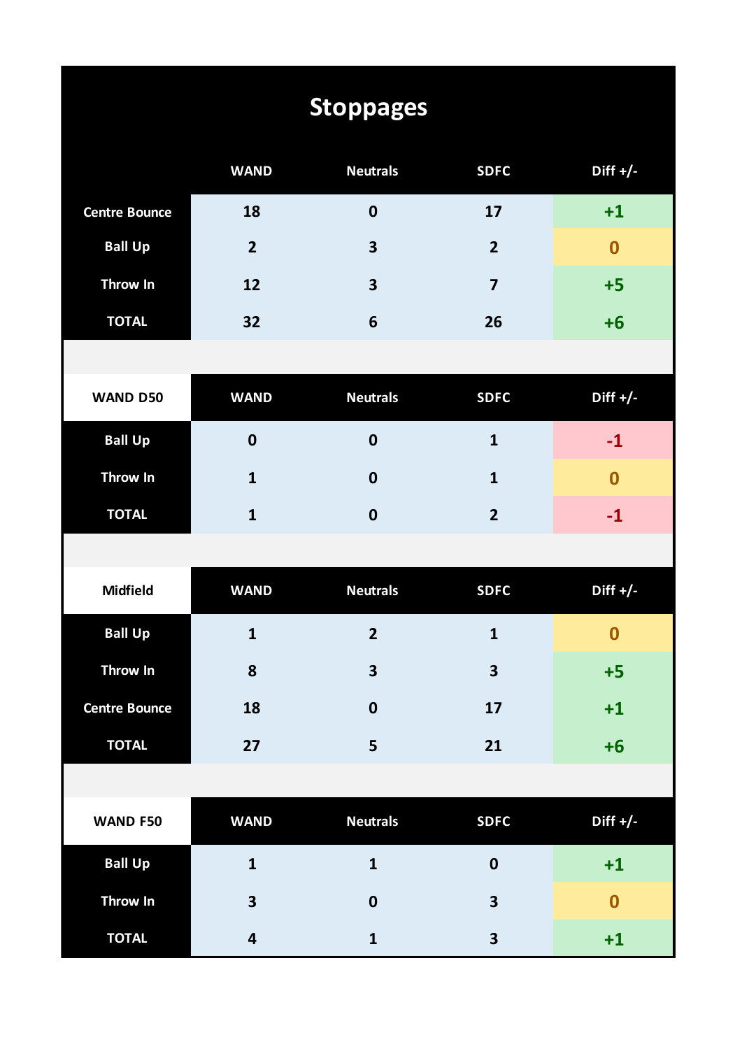# Stoppages

| | WAND | Neutrals | SDFC | Diff +/- |
|---|---|---|---|---|
| Centre Bounce | 18 | 0 | 17 | +1 |
| Ball Up | 2 | 3 | 2 | 0 |
| Throw In | 12 | 3 | 7 | +5 |
| TOTAL | 32 | 6 | 26 | +6 |

| WAND D50 | WAND | Neutrals | SDFC | Diff +/- |
|---|---|---|---|---|
| Ball Up | 0 | 0 | 1 | -1 |
| Throw In | 1 | 0 | 1 | 0 |
| TOTAL | 1 | 0 | 2 | -1 |

| Midfield | WAND | Neutrals | SDFC | Diff +/- |
|---|---|---|---|---|
| Ball Up | 1 | 2 | 1 | 0 |
| Throw In | 8 | 3 | 3 | +5 |
| Centre Bounce | 18 | 0 | 17 | +1 |
| TOTAL | 27 | 5 | 21 | +6 |

| WAND F50 | WAND | Neutrals | SDFC | Diff +/- |
|---|---|---|---|---|
| Ball Up | 1 | 1 | 0 | +1 |
| Throw In | 3 | 0 | 3 | 0 |
| TOTAL | 4 | 1 | 3 | +1 |